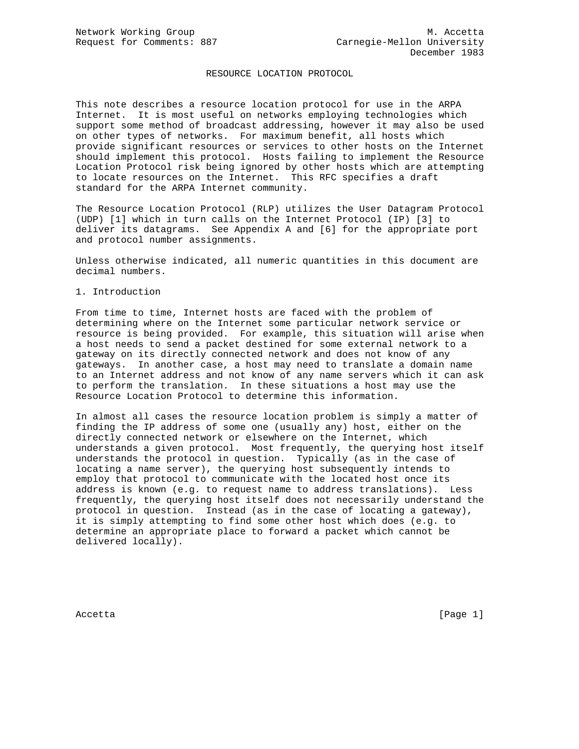Network Working Group M. Accetta
Request for Comments: 887 Carnegie-Mellon University
December 1983

# RESOURCE LOCATION PROTOCOL

This note describes a resource location protocol for use in the ARPA Internet. It is most useful on networks employing technologies which support some method of broadcast addressing, however it may also be used on other types of networks. For maximum benefit, all hosts which provide significant resources or services to other hosts on the Internet should implement this protocol. Hosts failing to implement the Resource Location Protocol risk being ignored by other hosts which are attempting to locate resources on the Internet. This RFC specifies a draft standard for the ARPA Internet community.

The Resource Location Protocol (RLP) utilizes the User Datagram Protocol (UDP) [1] which in turn calls on the Internet Protocol (IP) [3] to deliver its datagrams. See Appendix A and [6] for the appropriate port and protocol number assignments.

Unless otherwise indicated, all numeric quantities in this document are decimal numbers.

## 1. Introduction

From time to time, Internet hosts are faced with the problem of determining where on the Internet some particular network service or resource is being provided. For example, this situation will arise when a host needs to send a packet destined for some external network to a gateway on its directly connected network and does not know of any gateways. In another case, a host may need to translate a domain name to an Internet address and not know of any name servers which it can ask to perform the translation. In these situations a host may use the Resource Location Protocol to determine this information.

In almost all cases the resource location problem is simply a matter of finding the IP address of some one (usually any) host, either on the directly connected network or elsewhere on the Internet, which understands a given protocol. Most frequently, the querying host itself understands the protocol in question. Typically (as in the case of locating a name server), the querying host subsequently intends to employ that protocol to communicate with the located host once its address is known (e.g. to request name to address translations). Less frequently, the querying host itself does not necessarily understand the protocol in question. Instead (as in the case of locating a gateway), it is simply attempting to find some other host which does (e.g. to determine an appropriate place to forward a packet which cannot be delivered locally).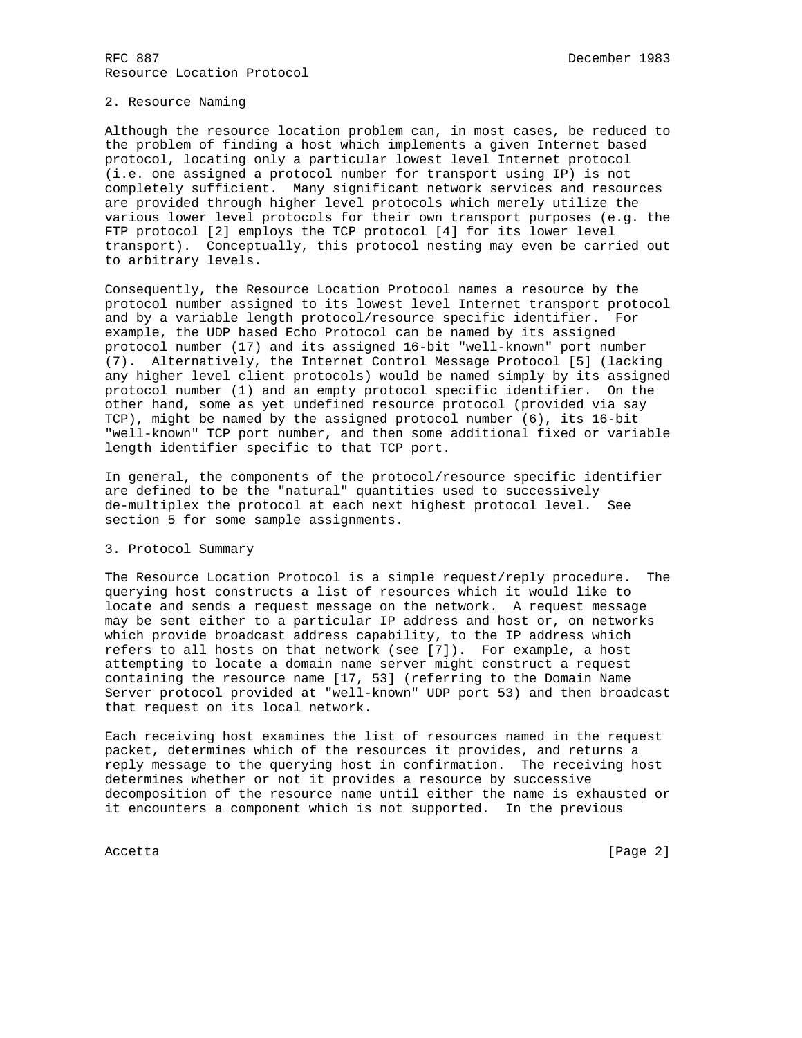## 2. Resource Naming

Although the resource location problem can, in most cases, be reduced to the problem of finding a host which implements a given Internet based protocol, locating only a particular lowest level Internet protocol (i.e. one assigned a protocol number for transport using IP) is not completely sufficient. Many significant network services and resources are provided through higher level protocols which merely utilize the various lower level protocols for their own transport purposes (e.g. the FTP protocol [2] employs the TCP protocol [4] for its lower level transport). Conceptually, this protocol nesting may even be carried out to arbitrary levels.

Consequently, the Resource Location Protocol names a resource by the protocol number assigned to its lowest level Internet transport protocol and by a variable length protocol/resource specific identifier. For example, the UDP based Echo Protocol can be named by its assigned protocol number (17) and its assigned 16-bit "well-known" port number (7). Alternatively, the Internet Control Message Protocol [5] (lacking any higher level client protocols) would be named simply by its assigned protocol number (1) and an empty protocol specific identifier. On the other hand, some as yet undefined resource protocol (provided via say TCP), might be named by the assigned protocol number (6), its 16-bit "well-known" TCP port number, and then some additional fixed or variable length identifier specific to that TCP port.

In general, the components of the protocol/resource specific identifier are defined to be the "natural" quantities used to successively de-multiplex the protocol at each next highest protocol level. See section 5 for some sample assignments.

## 3. Protocol Summary

The Resource Location Protocol is a simple request/reply procedure. The querying host constructs a list of resources which it would like to locate and sends a request message on the network. A request message may be sent either to a particular IP address and host or, on networks which provide broadcast address capability, to the IP address which refers to all hosts on that network (see [7]). For example, a host attempting to locate a domain name server might construct a request containing the resource name [17, 53] (referring to the Domain Name Server protocol provided at "well-known" UDP port 53) and then broadcast that request on its local network.

Each receiving host examines the list of resources named in the request packet, determines which of the resources it provides, and returns a reply message to the querying host in confirmation. The receiving host determines whether or not it provides a resource by successive decomposition of the resource name until either the name is exhausted or it encounters a component which is not supported. In the previous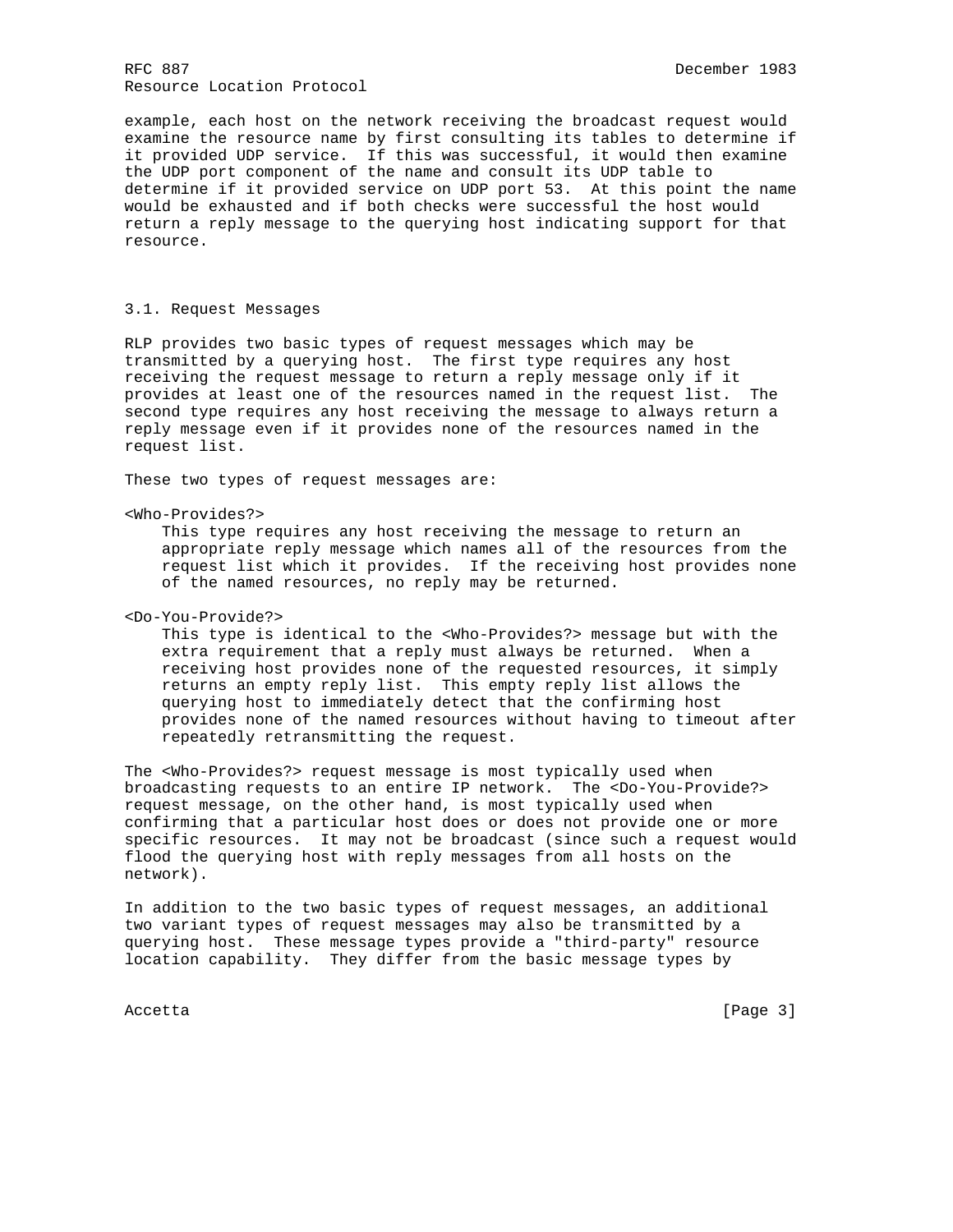example, each host on the network receiving the broadcast request would examine the resource name by first consulting its tables to determine if it provided UDP service. If this was successful, it would then examine the UDP port component of the name and consult its UDP table to determine if it provided service on UDP port 53. At this point the name would be exhausted and if both checks were successful the host would return a reply message to the querying host indicating support for that resource.

## 3.1. Request Messages

RLP provides two basic types of request messages which may be transmitted by a querying host. The first type requires any host receiving the request message to return a reply message only if it provides at least one of the resources named in the request list. The second type requires any host receiving the message to always return a reply message even if it provides none of the resources named in the request list.

These two types of request messages are:

<Who-Provides?>
: This type requires any host receiving the message to return an appropriate reply message which names all of the resources from the request list which it provides. If the receiving host provides none of the named resources, no reply may be returned.

<Do-You-Provide?>
: This type is identical to the <Who-Provides?> message but with the extra requirement that a reply must always be returned. When a receiving host provides none of the requested resources, it simply returns an empty reply list. This empty reply list allows the querying host to immediately detect that the confirming host provides none of the named resources without having to timeout after repeatedly retransmitting the request.

The <Who-Provides?> request message is most typically used when broadcasting requests to an entire IP network. The <Do-You-Provide?> request message, on the other hand, is most typically used when confirming that a particular host does or does not provide one or more specific resources. It may not be broadcast (since such a request would flood the querying host with reply messages from all hosts on the network).

In addition to the two basic types of request messages, an additional two variant types of request messages may also be transmitted by a querying host. These message types provide a "third-party" resource location capability. They differ from the basic message types by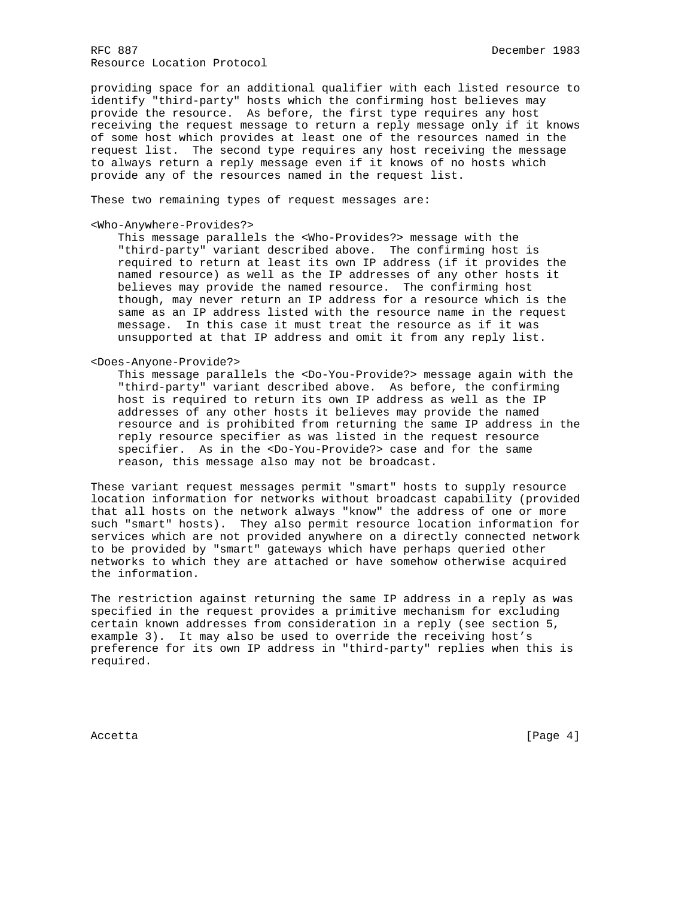providing space for an additional qualifier with each listed resource to identify "third-party" hosts which the confirming host believes may provide the resource. As before, the first type requires any host receiving the request message to return a reply message only if it knows of some host which provides at least one of the resources named in the request list. The second type requires any host receiving the message to always return a reply message even if it knows of no hosts which provide any of the resources named in the request list.

These two remaining types of request messages are:

<Who-Anywhere-Provides?>
    This message parallels the <Who-Provides?> message with the "third-party" variant described above. The confirming host is required to return at least its own IP address (if it provides the named resource) as well as the IP addresses of any other hosts it believes may provide the named resource. The confirming host though, may never return an IP address for a resource which is the same as an IP address listed with the resource name in the request message. In this case it must treat the resource as if it was unsupported at that IP address and omit it from any reply list.

<Does-Anyone-Provide?>
    This message parallels the <Do-You-Provide?> message again with the "third-party" variant described above. As before, the confirming host is required to return its own IP address as well as the IP addresses of any other hosts it believes may provide the named resource and is prohibited from returning the same IP address in the reply resource specifier as was listed in the request resource specifier. As in the <Do-You-Provide?> case and for the same reason, this message also may not be broadcast.

These variant request messages permit "smart" hosts to supply resource location information for networks without broadcast capability (provided that all hosts on the network always "know" the address of one or more such "smart" hosts). They also permit resource location information for services which are not provided anywhere on a directly connected network to be provided by "smart" gateways which have perhaps queried other networks to which they are attached or have somehow otherwise acquired the information.

The restriction against returning the same IP address in a reply as was specified in the request provides a primitive mechanism for excluding certain known addresses from consideration in a reply (see section 5, example 3). It may also be used to override the receiving host's preference for its own IP address in "third-party" replies when this is required.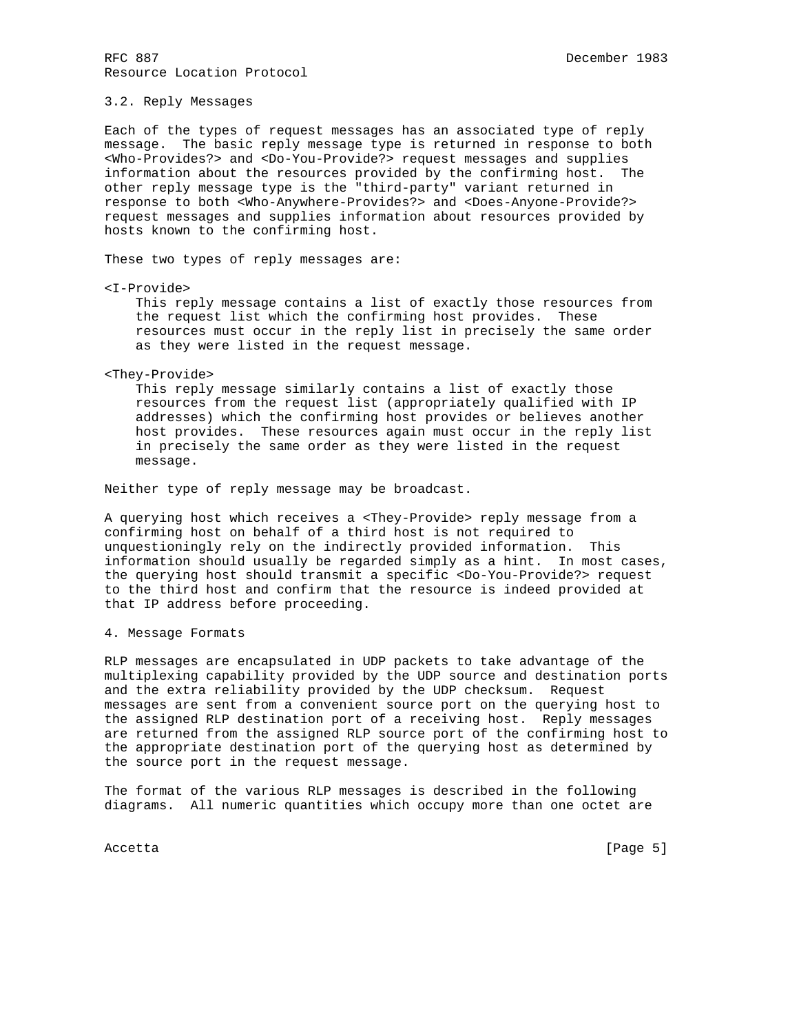### 3.2. Reply Messages

Each of the types of request messages has an associated type of reply message. The basic reply message type is returned in response to both <Who-Provides?> and <Do-You-Provide?> request messages and supplies information about the resources provided by the confirming host. The other reply message type is the "third-party" variant returned in response to both <Who-Anywhere-Provides?> and <Does-Anyone-Provide?> request messages and supplies information about resources provided by hosts known to the confirming host.

These two types of reply messages are:

<I-Provide>
: This reply message contains a list of exactly those resources from the request list which the confirming host provides. These resources must occur in the reply list in precisely the same order as they were listed in the request message.

<They-Provide>
: This reply message similarly contains a list of exactly those resources from the request list (appropriately qualified with IP addresses) which the confirming host provides or believes another host provides. These resources again must occur in the reply list in precisely the same order as they were listed in the request message.

Neither type of reply message may be broadcast.

A querying host which receives a <They-Provide> reply message from a confirming host on behalf of a third host is not required to unquestioningly rely on the indirectly provided information. This information should usually be regarded simply as a hint. In most cases, the querying host should transmit a specific <Do-You-Provide?> request to the third host and confirm that the resource is indeed provided at that IP address before proceeding.

## 4. Message Formats

RLP messages are encapsulated in UDP packets to take advantage of the multiplexing capability provided by the UDP source and destination ports and the extra reliability provided by the UDP checksum. Request messages are sent from a convenient source port on the querying host to the assigned RLP destination port of a receiving host. Reply messages are returned from the assigned RLP source port of the confirming host to the appropriate destination port of the querying host as determined by the source port in the request message.

The format of the various RLP messages is described in the following diagrams. All numeric quantities which occupy more than one octet are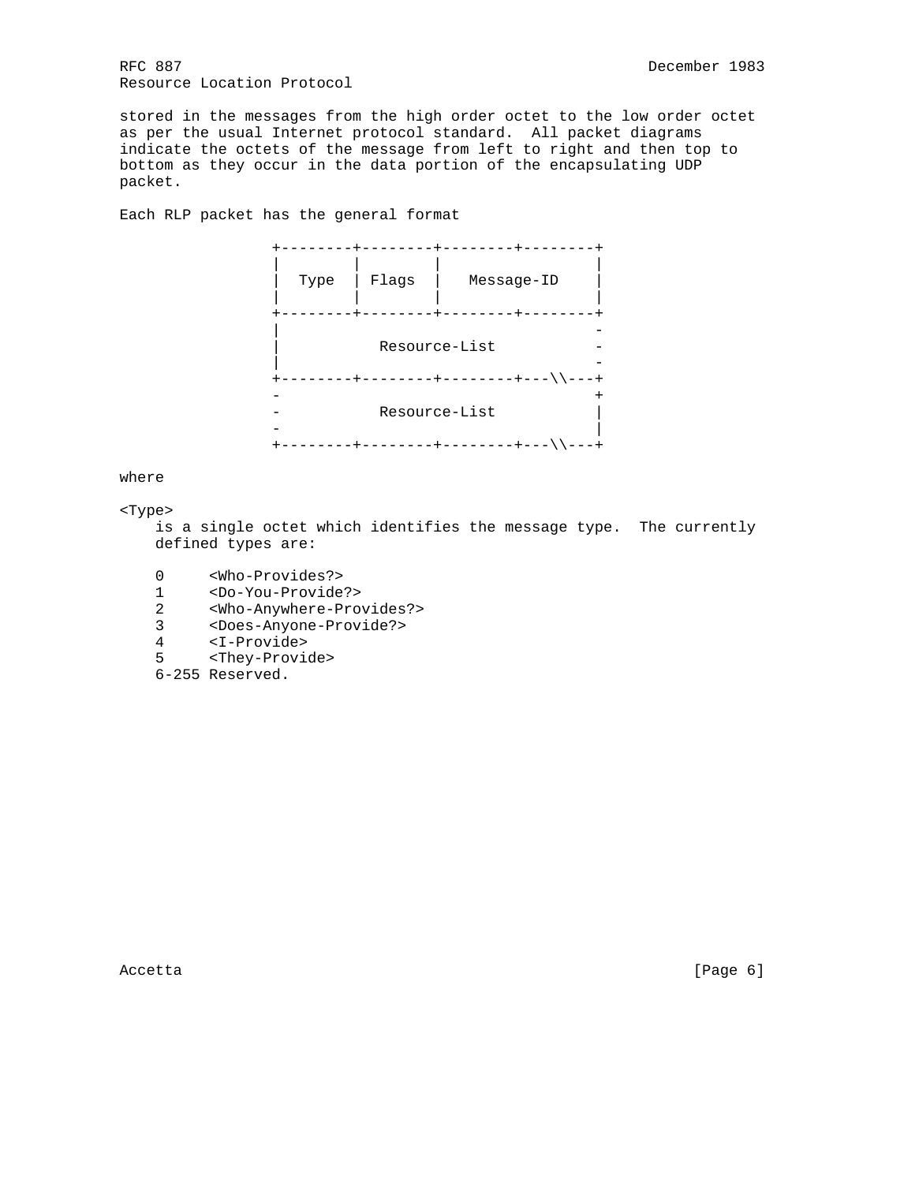stored in the messages from the high order octet to the low order octet as per the usual Internet protocol standard.  All packet diagrams indicate the octets of the message from left to right and then top to bottom as they occur in the data portion of the encapsulating UDP packet.

Each RLP packet has the general format

```
+--------+--------+--------+--------+
|        |        |                 |
|  Type  | Flags  |   Message-ID    |
|        |        |                 |
+--------+--------+--------+--------+
|                                   -
|           Resource-List           -
|                                   -
+--------+--------+--------+---\\---+
-                                   +
-           Resource-List           |
-                                   |
+--------+--------+--------+---\\---+
```

where

<Type>
    is a single octet which identifies the message type.  The currently defined types are:

```
0     <Who-Provides?>
1     <Do-You-Provide?>
2     <Who-Anywhere-Provides?>
3     <Does-Anyone-Provide?>
4     <I-Provide>
5     <They-Provide>
6-255 Reserved.
```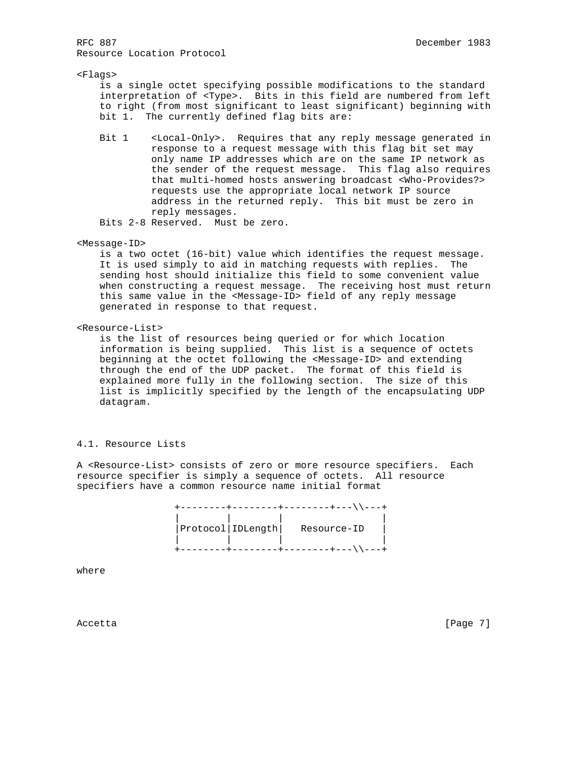<Flags>
is a single octet specifying possible modifications to the standard interpretation of <Type>. Bits in this field are numbered from left to right (from most significant to least significant) beginning with bit 1. The currently defined flag bits are:

Bit 1 <Local-Only>. Requires that any reply message generated in response to a request message with this flag bit set may only name IP addresses which are on the same IP network as the sender of the request message. This flag also requires that multi-homed hosts answering broadcast <Who-Provides?> requests use the appropriate local network IP source address in the returned reply. This bit must be zero in reply messages.

Bits 2-8 Reserved. Must be zero.

<Message-ID>
is a two octet (16-bit) value which identifies the request message. It is used simply to aid in matching requests with replies. The sending host should initialize this field to some convenient value when constructing a request message. The receiving host must return this same value in the <Message-ID> field of any reply message generated in response to that request.

<Resource-List>
is the list of resources being queried or for which location information is being supplied. This list is a sequence of octets beginning at the octet following the <Message-ID> and extending through the end of the UDP packet. The format of this field is explained more fully in the following section. The size of this list is implicitly specified by the length of the encapsulating UDP datagram.

### 4.1. Resource Lists

A <Resource-List> consists of zero or more resource specifiers. Each resource specifier is simply a sequence of octets. All resource specifiers have a common resource name initial format

```
+--------+--------+--------+---\\---+
|        |        |                 |
|Protocol|IDLength|   Resource-ID   |
|        |        |                 |
+--------+--------+--------+---\\---+
```

where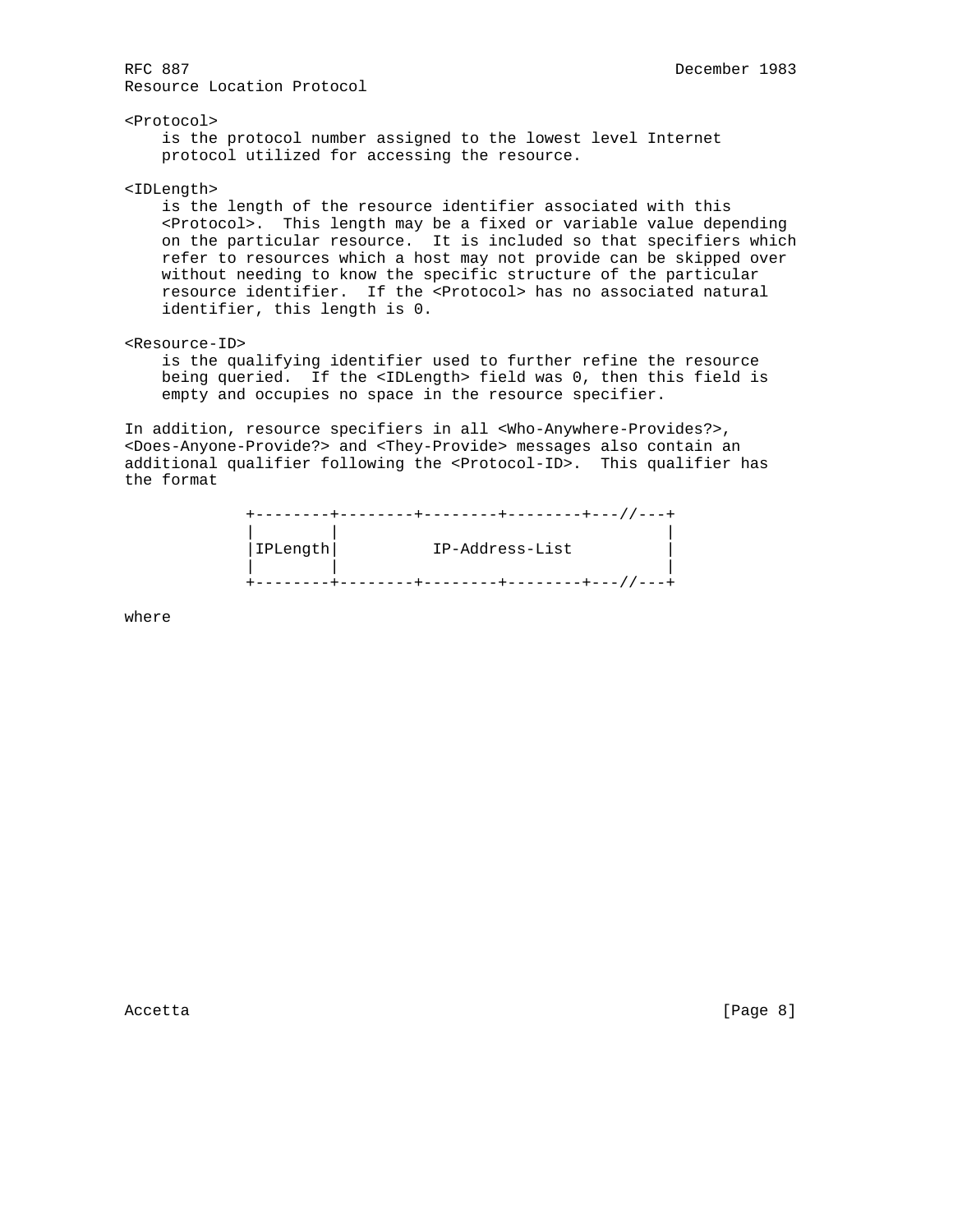<Protocol>
    is the protocol number assigned to the lowest level Internet
    protocol utilized for accessing the resource.

<IDLength>
    is the length of the resource identifier associated with this
    <Protocol>.  This length may be a fixed or variable value depending
    on the particular resource.  It is included so that specifiers which
    refer to resources which a host may not provide can be skipped over
    without needing to know the specific structure of the particular
    resource identifier.  If the <Protocol> has no associated natural
    identifier, this length is 0.

<Resource-ID>
    is the qualifying identifier used to further refine the resource
    being queried.  If the <IDLength> field was 0, then this field is
    empty and occupies no space in the resource specifier.

In addition, resource specifiers in all <Who-Anywhere-Provides?>, <Does-Anyone-Provide?> and <They-Provide> messages also contain an additional qualifier following the <Protocol-ID>.  This qualifier has the format

```
+--------+--------+--------+--------+---//---+
|        |                                   |
|IPLength|         IP-Address-List           |
|        |                                   |
+--------+--------+--------+--------+---//---+
```

where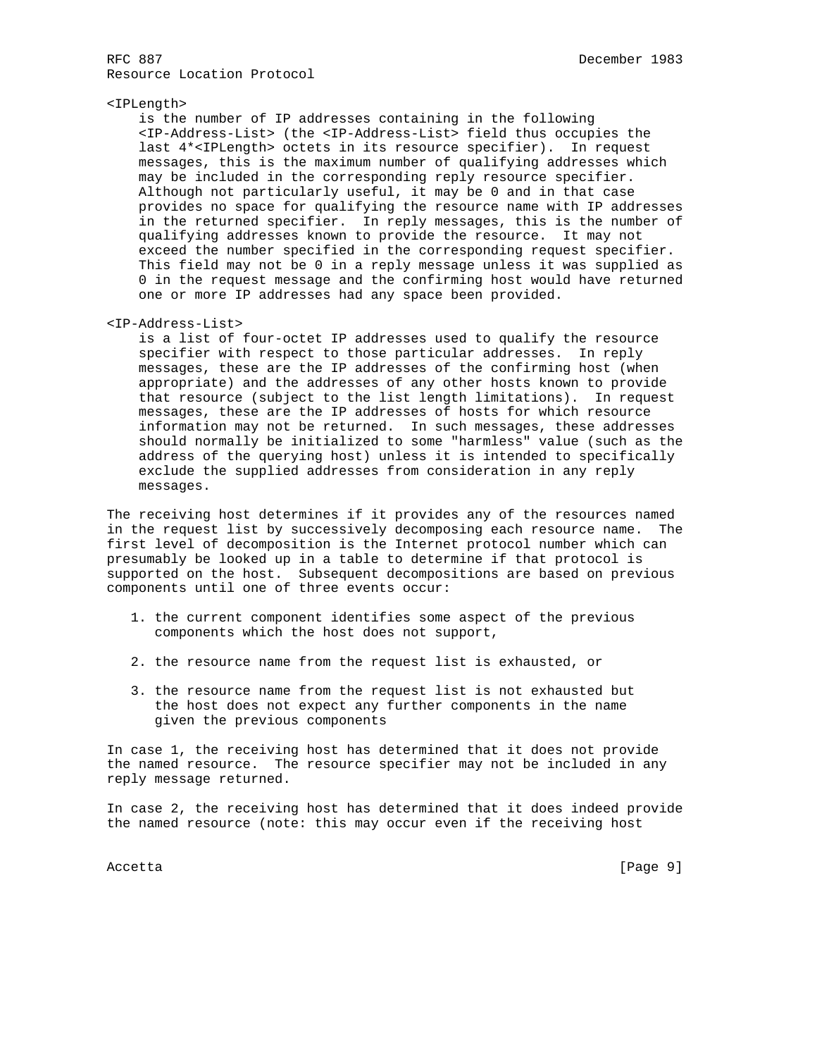<IPLength>
is the number of IP addresses containing in the following <IP-Address-List> (the <IP-Address-List> field thus occupies the last 4*<IPLength> octets in its resource specifier). In request messages, this is the maximum number of qualifying addresses which may be included in the corresponding reply resource specifier. Although not particularly useful, it may be 0 and in that case provides no space for qualifying the resource name with IP addresses in the returned specifier. In reply messages, this is the number of qualifying addresses known to provide the resource. It may not exceed the number specified in the corresponding request specifier. This field may not be 0 in a reply message unless it was supplied as 0 in the request message and the confirming host would have returned one or more IP addresses had any space been provided.

<IP-Address-List>
is a list of four-octet IP addresses used to qualify the resource specifier with respect to those particular addresses. In reply messages, these are the IP addresses of the confirming host (when appropriate) and the addresses of any other hosts known to provide that resource (subject to the list length limitations). In request messages, these are the IP addresses of hosts for which resource information may not be returned. In such messages, these addresses should normally be initialized to some "harmless" value (such as the address of the querying host) unless it is intended to specifically exclude the supplied addresses from consideration in any reply messages.

The receiving host determines if it provides any of the resources named in the request list by successively decomposing each resource name. The first level of decomposition is the Internet protocol number which can presumably be looked up in a table to determine if that protocol is supported on the host. Subsequent decompositions are based on previous components until one of three events occur:

1. the current component identifies some aspect of the previous components which the host does not support,

2. the resource name from the request list is exhausted, or

3. the resource name from the request list is not exhausted but the host does not expect any further components in the name given the previous components

In case 1, the receiving host has determined that it does not provide the named resource. The resource specifier may not be included in any reply message returned.

In case 2, the receiving host has determined that it does indeed provide the named resource (note: this may occur even if the receiving host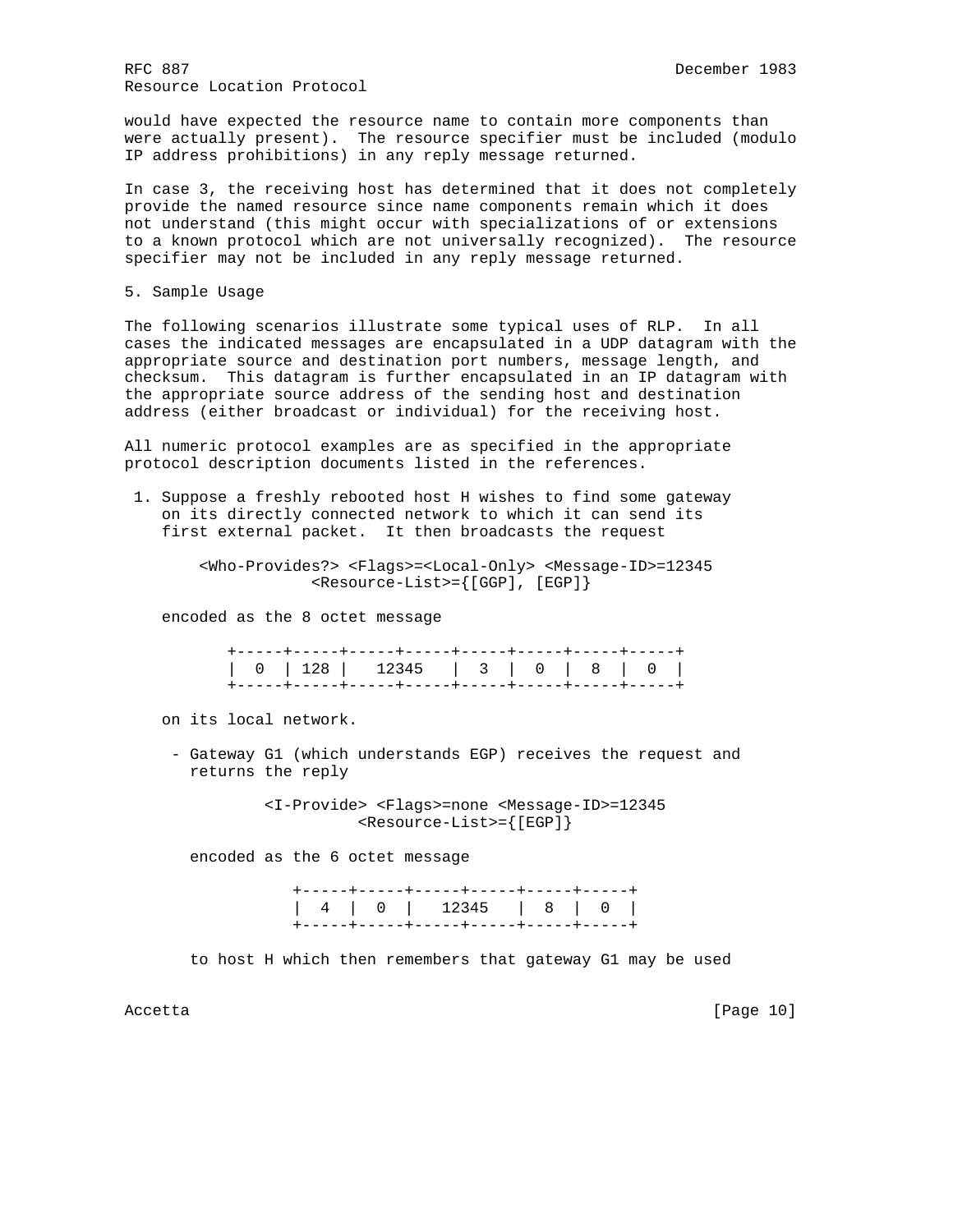would have expected the resource name to contain more components than were actually present). The resource specifier must be included (modulo IP address prohibitions) in any reply message returned.

In case 3, the receiving host has determined that it does not completely provide the named resource since name components remain which it does not understand (this might occur with specializations of or extensions to a known protocol which are not universally recognized). The resource specifier may not be included in any reply message returned.

## 5. Sample Usage

The following scenarios illustrate some typical uses of RLP. In all cases the indicated messages are encapsulated in a UDP datagram with the appropriate source and destination port numbers, message length, and checksum. This datagram is further encapsulated in an IP datagram with the appropriate source address of the sending host and destination address (either broadcast or individual) for the receiving host.

All numeric protocol examples are as specified in the appropriate protocol description documents listed in the references.

1. Suppose a freshly rebooted host H wishes to find some gateway on its directly connected network to which it can send its first external packet. It then broadcasts the request

   ```
   <Who-Provides?> <Flags>=<Local-Only> <Message-ID>=12345
                <Resource-List>={[GGP], [EGP]}
   ```

   encoded as the 8 octet message

   ```
   +-----+-----+-----+-----+-----+-----+-----+-----+
   |  0  | 128 |   12345   |  3  |  0  |  8  |  0  |
   +-----+-----+-----+-----+-----+-----+-----+-----+
   ```

   on its local network.

   - Gateway G1 (which understands EGP) receives the request and returns the reply

     ```
     <I-Provide> <Flags>=none <Message-ID>=12345
              <Resource-List>={[EGP]}
     ```

     encoded as the 6 octet message

     ```
     +-----+-----+-----+-----+-----+-----+
     |  4  |  0  |   12345   |  8  |  0  |
     +-----+-----+-----+-----+-----+-----+
     ```

     to host H which then remembers that gateway G1 may be used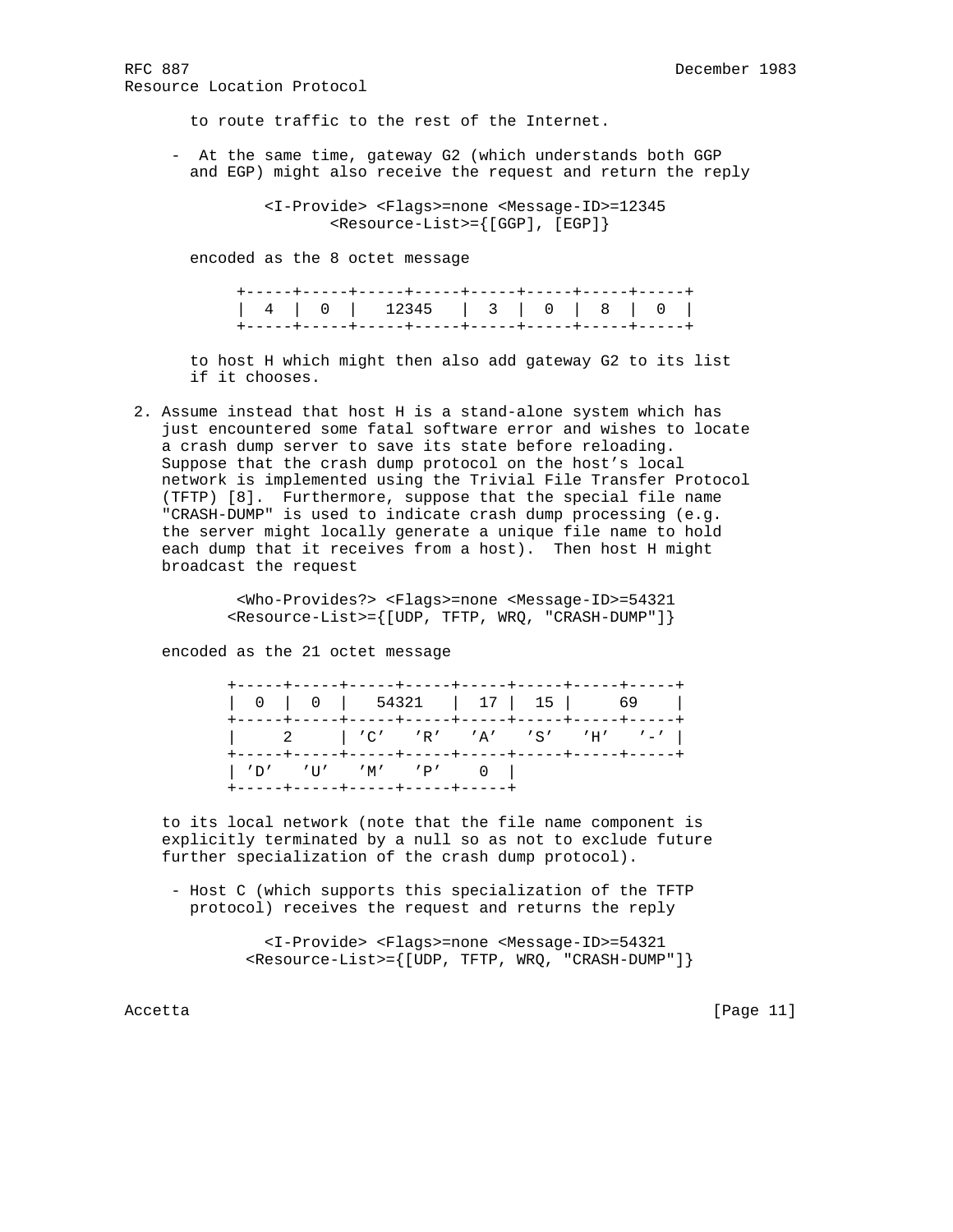to route traffic to the rest of the Internet.

- At the same time, gateway G2 (which understands both GGP and EGP) might also receive the request and return the reply

```
<I-Provide> <Flags>=none <Message-ID>=12345
        <Resource-List>={[GGP], [EGP]}
```

encoded as the 8 octet message

```
+-----+-----+-----+-----+-----+-----+-----+-----+
|  4  |  0  |   12345   |  3  |  0  |  8  |  0  |
+-----+-----+-----+-----+-----+-----+-----+-----+
```

to host H which might then also add gateway G2 to its list if it chooses.

2. Assume instead that host H is a stand-alone system which has just encountered some fatal software error and wishes to locate a crash dump server to save its state before reloading. Suppose that the crash dump protocol on the host's local network is implemented using the Trivial File Transfer Protocol (TFTP) [8]. Furthermore, suppose that the special file name "CRASH-DUMP" is used to indicate crash dump processing (e.g. the server might locally generate a unique file name to hold each dump that it receives from a host). Then host H might broadcast the request

```
 <Who-Provides?> <Flags>=none <Message-ID>=54321
<Resource-List>={[UDP, TFTP, WRQ, "CRASH-DUMP"]}
```

encoded as the 21 octet message

```
+-----+-----+-----+-----+-----+-----+-----+-----+
|  0  |  0  |   54321   |  17 |  15 |     69    |
+-----+-----+-----+-----+-----+-----+-----+-----+
|     2     | 'C'   'R'   'A'   'S'   'H'   '-' |
+-----+-----+-----+-----+-----+-----+-----+-----+
| 'D'   'U'   'M'   'P'    0  |
+-----+-----+-----+-----+-----+
```

to its local network (note that the file name component is explicitly terminated by a null so as not to exclude future further specialization of the crash dump protocol).

- Host C (which supports this specialization of the TFTP protocol) receives the request and returns the reply

```
   <I-Provide> <Flags>=none <Message-ID>=54321
<Resource-List>={[UDP, TFTP, WRQ, "CRASH-DUMP"]}
```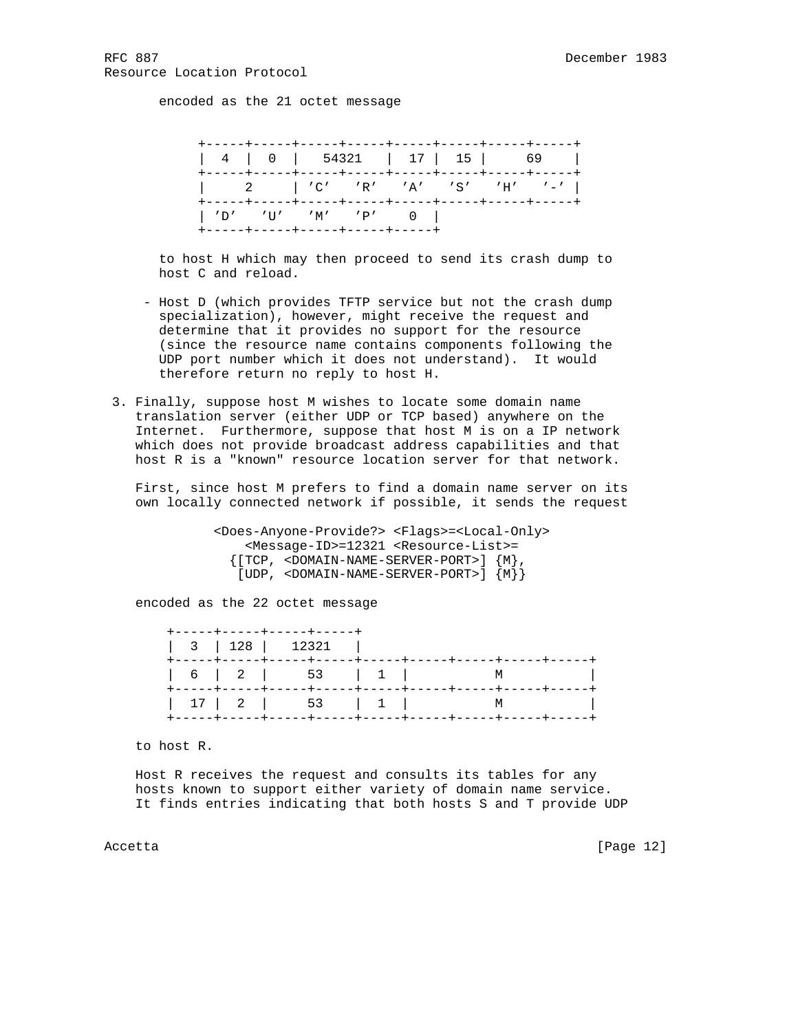encoded as the 21 octet message

```
+-----+-----+-----+-----+-----+-----+-----+-----+
|  4  |  0  |   54321   |  17 |  15 |     69    |
+-----+-----+-----+-----+-----+-----+-----+-----+
|     2     | 'C'   'R'   'A'   'S'   'H'   '-' |
+-----+-----+-----+-----+-----+-----+-----+-----+
| 'D'   'U'   'M'   'P'    0  |
+-----+-----+-----+-----+-----+
```

to host H which may then proceed to send its crash dump to host C and reload.

- Host D (which provides TFTP service but not the crash dump specialization), however, might receive the request and determine that it provides no support for the resource (since the resource name contains components following the UDP port number which it does not understand). It would therefore return no reply to host H.

3. Finally, suppose host M wishes to locate some domain name translation server (either UDP or TCP based) anywhere on the Internet. Furthermore, suppose that host M is on a IP network which does not provide broadcast address capabilities and that host R is a "known" resource location server for that network.

   First, since host M prefers to find a domain name server on its own locally connected network if possible, it sends the request

```
<Does-Anyone-Provide?> <Flags>=<Local-Only>
    <Message-ID>=12321 <Resource-List>=
  {[TCP, <DOMAIN-NAME-SERVER-PORT>] {M},
   [UDP, <DOMAIN-NAME-SERVER-PORT>] {M}}
```

   encoded as the 22 octet message

```
+-----+-----+-----+-----+
|  3  | 128 |   12321   |
+-----+-----+-----+-----+-----+-----+-----+-----+-----+
|  6  |  2  |     53    |  1  |           M           |
+-----+-----+-----+-----+-----+-----+-----+-----+-----+
|  17 |  2  |     53    |  1  |           M           |
+-----+-----+-----+-----+-----+-----+-----+-----+-----+
```

   to host R.

   Host R receives the request and consults its tables for any hosts known to support either variety of domain name service. It finds entries indicating that both hosts S and T provide UDP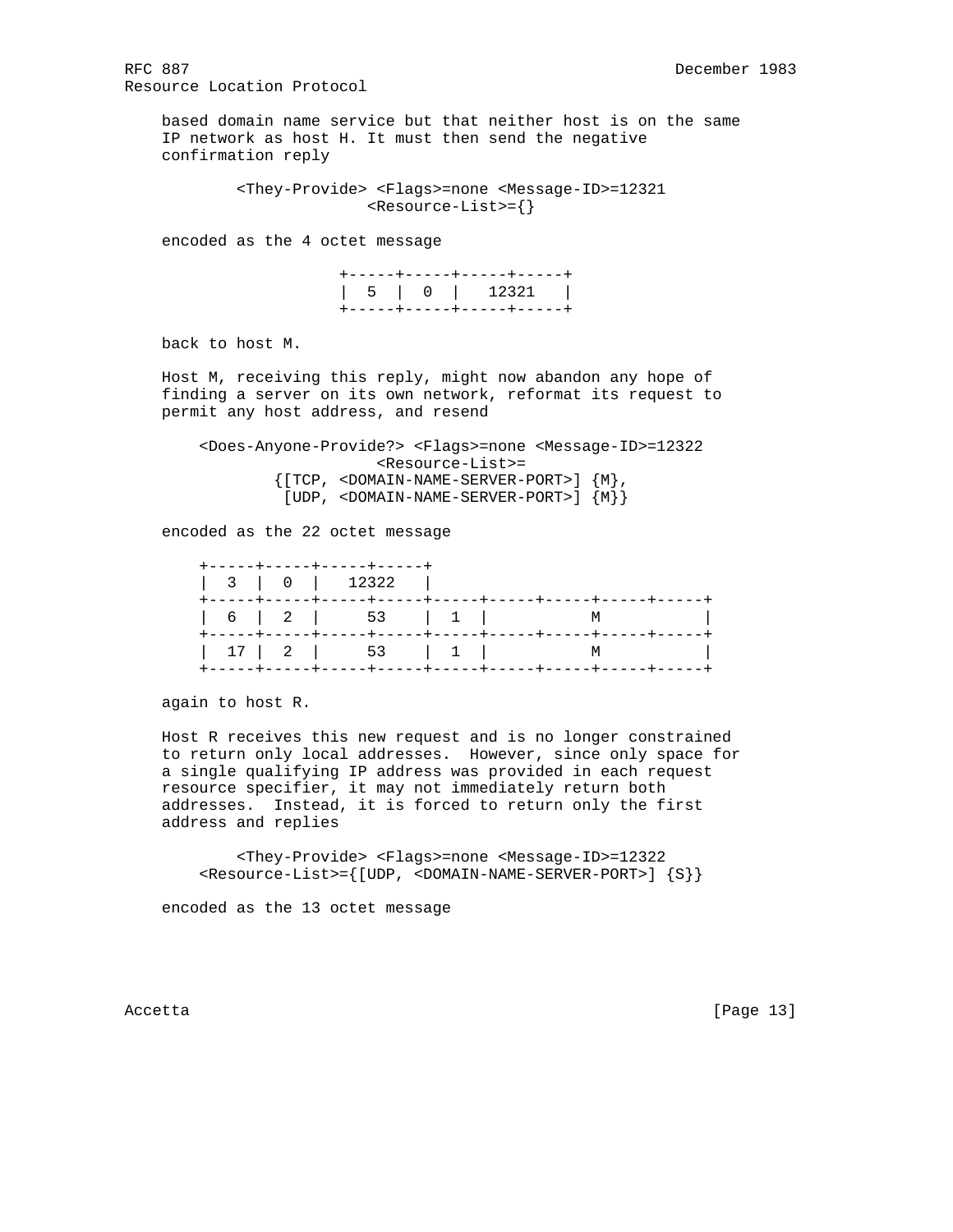based domain name service but that neither host is on the same IP network as host H. It must then send the negative confirmation reply

```
        <They-Provide> <Flags>=none <Message-ID>=12321
                     <Resource-List>={}
```

encoded as the 4 octet message

```
                   +-----+-----+-----+-----+
                   |  5  |  0  |   12321   |
                   +-----+-----+-----+-----+
```

back to host M.

Host M, receiving this reply, might now abandon any hope of finding a server on its own network, reformat its request to permit any host address, and resend

```
    <Does-Anyone-Provide?> <Flags>=none <Message-ID>=12322
                     <Resource-List>=
            {[TCP, <DOMAIN-NAME-SERVER-PORT>] {M},
             [UDP, <DOMAIN-NAME-SERVER-PORT>] {M}}
```

encoded as the 22 octet message

```
    +-----+-----+-----+-----+
    |  3  |  0  |   12322   |
    +-----+-----+-----+-----+-----+-----+-----+-----+-----+
    |  6  |  2  |     53    |  1  |           M           |
    +-----+-----+-----+-----+-----+-----+-----+-----+-----+
    |  17 |  2  |     53    |  1  |           M           |
    +-----+-----+-----+-----+-----+-----+-----+-----+-----+
```

again to host R.

Host R receives this new request and is no longer constrained to return only local addresses.  However, since only space for a single qualifying IP address was provided in each request resource specifier, it may not immediately return both addresses.  Instead, it is forced to return only the first address and replies

```
        <They-Provide> <Flags>=none <Message-ID>=12322
    <Resource-List>={[UDP, <DOMAIN-NAME-SERVER-PORT>] {S}}
```

encoded as the 13 octet message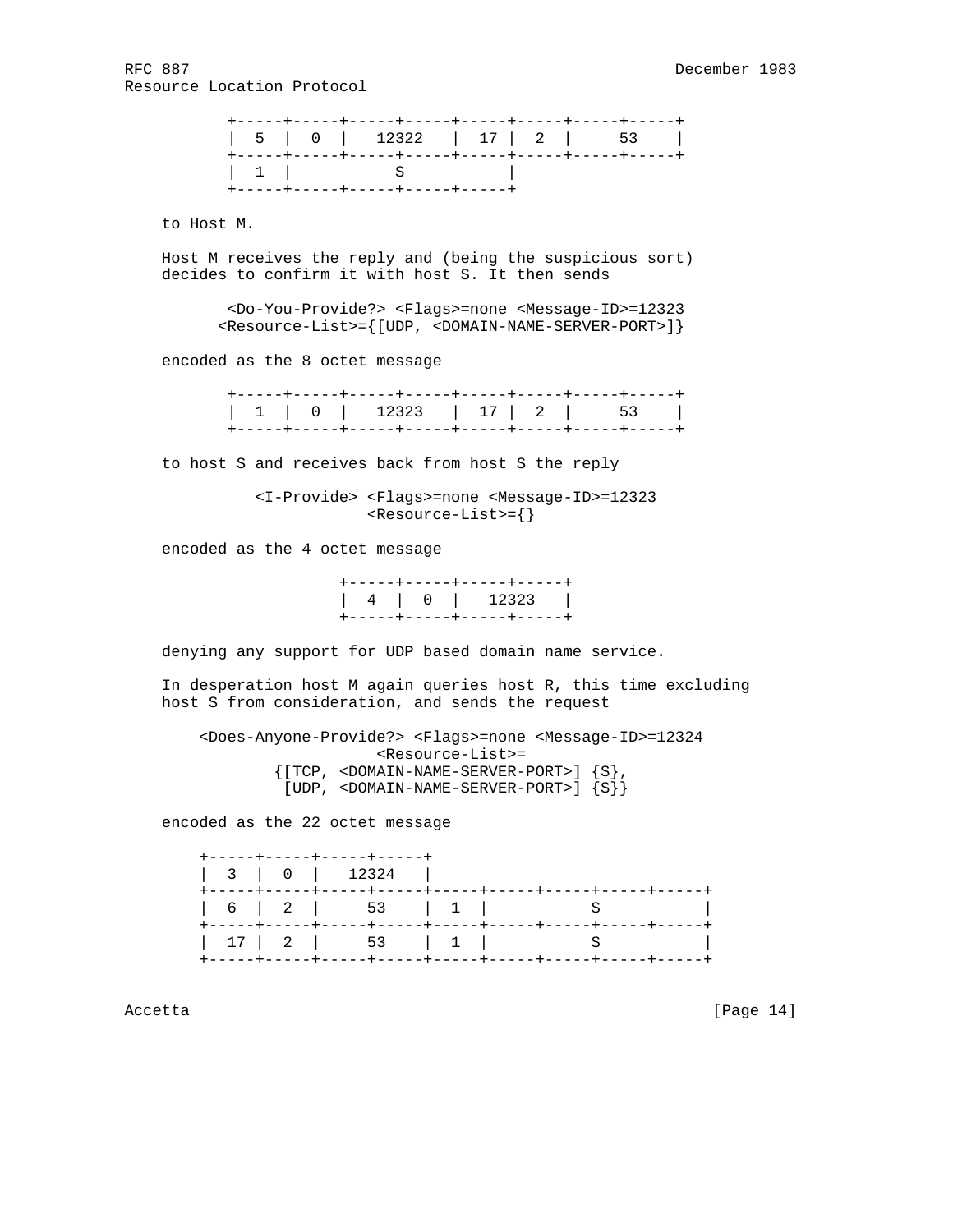```
         +-----+-----+-----+-----+-----+-----+-----+-----+
         |  5  |  0  |   12322   |  17 |  2  |     53    |
         +-----+-----+-----+-----+-----+-----+-----+-----+
         |  1  |           S           |
         +-----+-----+-----+----+-----+
```

to Host M.

Host M receives the reply and (being the suspicious sort) decides to confirm it with host S. It then sends

```
        <Do-You-Provide?> <Flags>=none <Message-ID>=12323
       <Resource-List>={[UDP, <DOMAIN-NAME-SERVER-PORT>]}
```

encoded as the 8 octet message

```
         +-----+-----+-----+-----+-----+-----+-----+-----+
         |  1  |  0  |   12323   |  17 |  2  |     53    |
         +-----+-----+-----+-----+-----+-----+-----+-----+
```

to host S and receives back from host S the reply

```
           <I-Provide> <Flags>=none <Message-ID>=12323
                       <Resource-List>={}
```

encoded as the 4 octet message

```
                     +-----+-----+-----+-----+
                     |  4  |  0  |   12323   |
                     +-----+-----+-----+-----+
```

denying any support for UDP based domain name service.

In desperation host M again queries host R, this time excluding host S from consideration, and sends the request

```
     <Does-Anyone-Provide?> <Flags>=none <Message-ID>=12324
                        <Resource-List>=
             {[TCP, <DOMAIN-NAME-SERVER-PORT>] {S},
              [UDP, <DOMAIN-NAME-SERVER-PORT>] {S}}
```

encoded as the 22 octet message

```
      +-----+-----+-----+-----+
      |  3  |  0  |   12324   |
      +-----+-----+-----+-----+-----+-----+-----+-----+-----+
      |  6  |  2  |     53    |  1  |           S           |
      +-----+-----+-----+-----+-----+-----+-----+-----+-----+
      |  17 |  2  |     53    |  1  |           S           |
      +-----+-----+-----+-----+-----+-----+-----+-----+-----+
```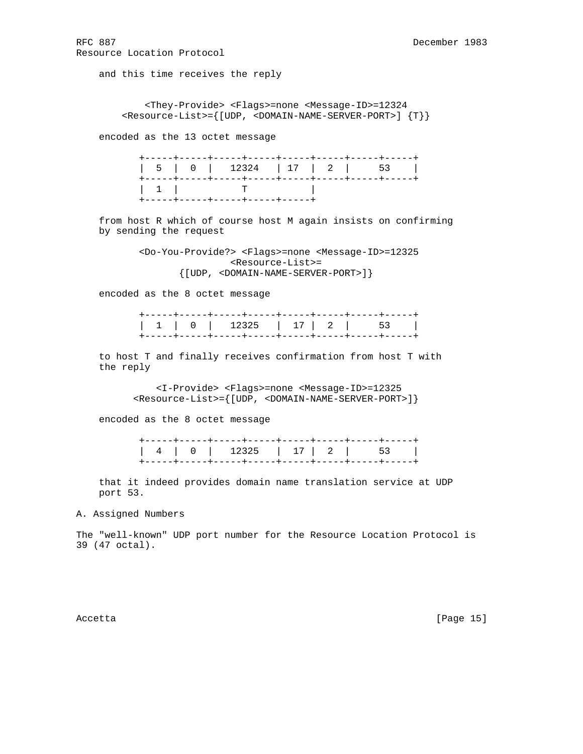and this time receives the reply

```
      <They-Provide> <Flags>=none <Message-ID>=12324
  <Resource-List>={[UDP, <DOMAIN-NAME-SERVER-PORT>] {T}}
```

encoded as the 13 octet message

```
+-----+-----+-----+-----+-----+-----+-----+-----+
|  5  |  0  |   12324   | 17  |  2  |     53    |
+-----+-----+-----+-----+-----+-----+-----+-----+
|  1  |           T           |
+-----+-----+-----+-----+-----+
```

from host R which of course host M again insists on confirming by sending the request

```
<Do-You-Provide?> <Flags>=none <Message-ID>=12325
                <Resource-List>=
       {[UDP, <DOMAIN-NAME-SERVER-PORT>]}
```

encoded as the 8 octet message

```
+-----+-----+-----+-----+-----+-----+-----+-----+
|  1  |  0  |   12325   | 17  |  2  |     53    |
+-----+-----+-----+-----+-----+-----+-----+-----+
```

to host T and finally receives confirmation from host T with the reply

```
    <I-Provide> <Flags>=none <Message-ID>=12325
 <Resource-List>={[UDP, <DOMAIN-NAME-SERVER-PORT>]}
```

encoded as the 8 octet message

```
+-----+-----+-----+-----+-----+-----+-----+-----+
|  4  |  0  |   12325   | 17  |  2  |     53    |
+-----+-----+-----+-----+-----+-----+-----+-----+
```

that it indeed provides domain name translation service at UDP port 53.

## A. Assigned Numbers

The "well-known" UDP port number for the Resource Location Protocol is 39 (47 octal).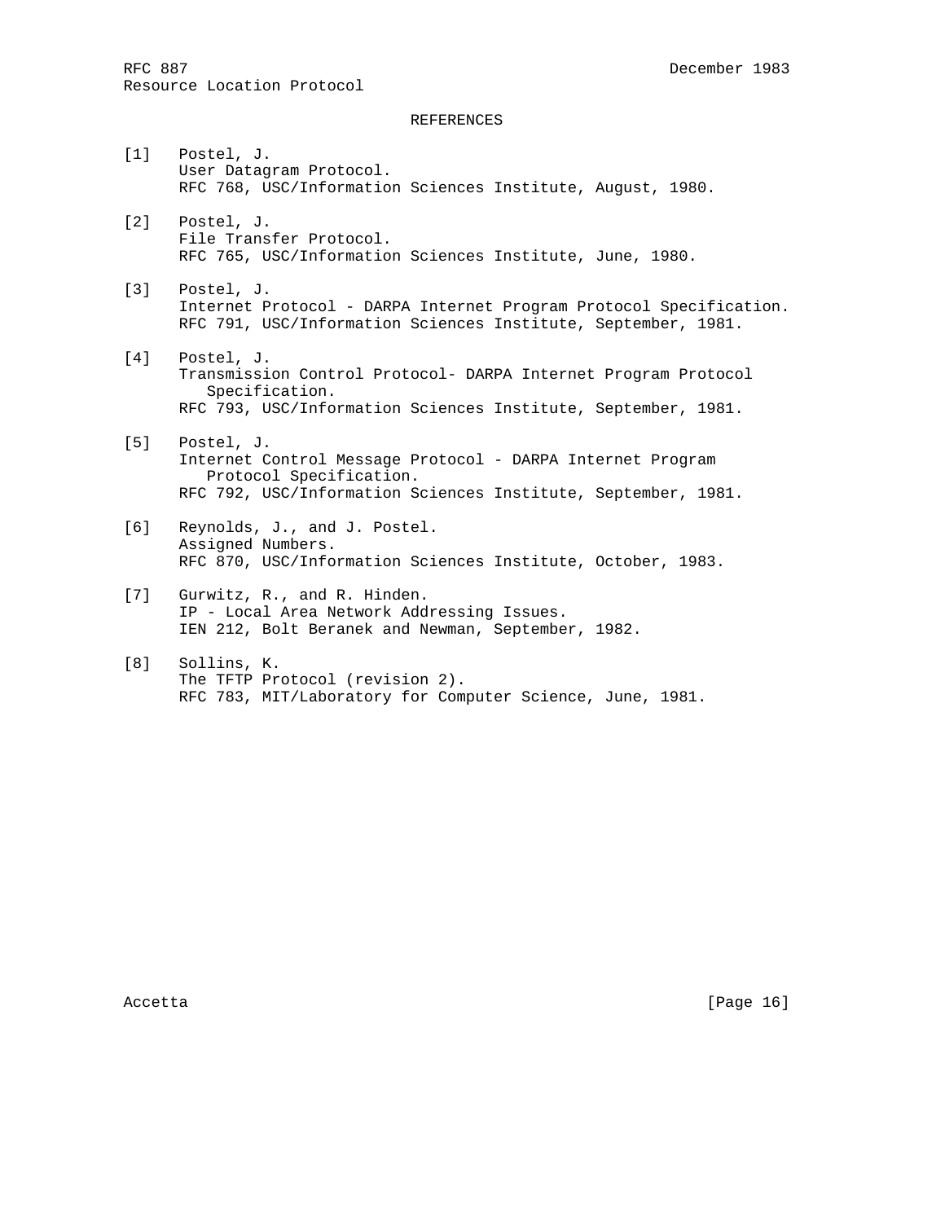## REFERENCES

[1] Postel, J.
User Datagram Protocol.
RFC 768, USC/Information Sciences Institute, August, 1980.

[2] Postel, J.
File Transfer Protocol.
RFC 765, USC/Information Sciences Institute, June, 1980.

[3] Postel, J.
Internet Protocol - DARPA Internet Program Protocol Specification.
RFC 791, USC/Information Sciences Institute, September, 1981.

[4] Postel, J.
Transmission Control Protocol- DARPA Internet Program Protocol Specification.
RFC 793, USC/Information Sciences Institute, September, 1981.

[5] Postel, J.
Internet Control Message Protocol - DARPA Internet Program Protocol Specification.
RFC 792, USC/Information Sciences Institute, September, 1981.

[6] Reynolds, J., and J. Postel.
Assigned Numbers.
RFC 870, USC/Information Sciences Institute, October, 1983.

[7] Gurwitz, R., and R. Hinden.
IP - Local Area Network Addressing Issues.
IEN 212, Bolt Beranek and Newman, September, 1982.

[8] Sollins, K.
The TFTP Protocol (revision 2).
RFC 783, MIT/Laboratory for Computer Science, June, 1981.